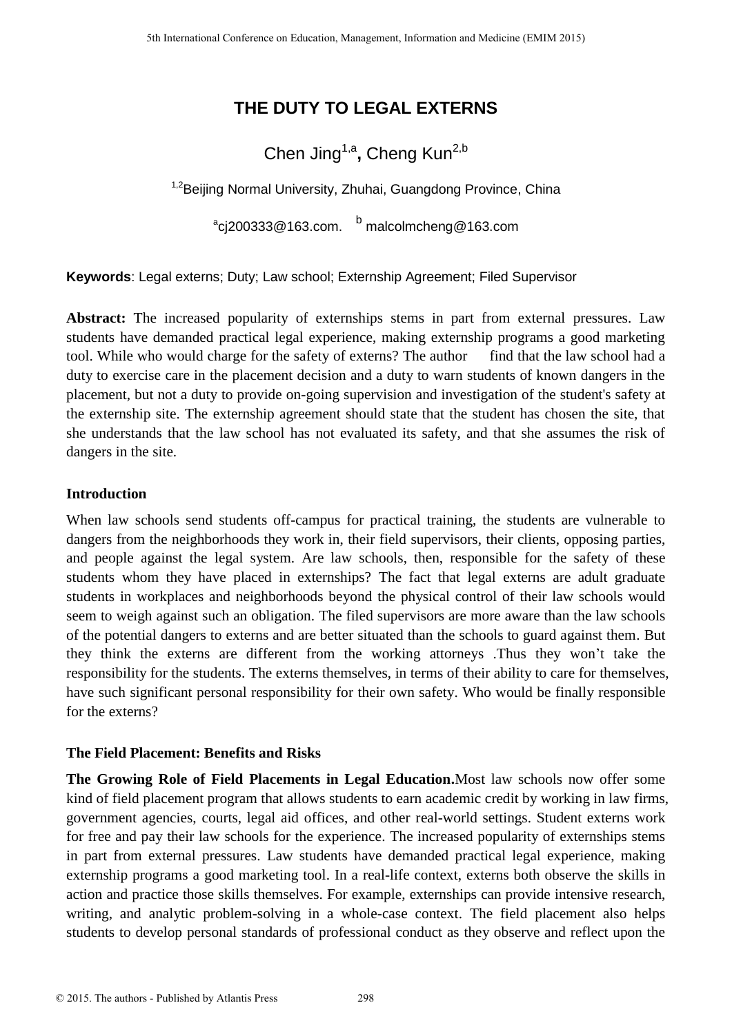# THE DUTY TO LEGAL EXTERNS

Chen Jing[1,a], Cheng Kun[2,b]

[1,2]Beijing Normal University, Zhuhai, Guangdong Province, China

[a]cj200333@163.com. [b] malcolmcheng@163.com

**Keywords**: Legal externs; Duty; Law school; Externship Agreement; Filed Supervisor

**Abstract:** The increased popularity of externships stems in part from external pressures. Law students have demanded practical legal experience, making externship programs a good marketing tool. While who would charge for the safety of externs? The author find that the law school had a duty to exercise care in the placement decision and a duty to warn students of known dangers in the placement, but not a duty to provide on-going supervision and investigation of the student's safety at the externship site. The externship agreement should state that the student has chosen the site, that she understands that the law school has not evaluated its safety, and that she assumes the risk of dangers in the site.

## Introduction

When law schools send students off-campus for practical training, the students are vulnerable to dangers from the neighborhoods they work in, their field supervisors, their clients, opposing parties, and people against the legal system. Are law schools, then, responsible for the safety of these students whom they have placed in externships? The fact that legal externs are adult graduate students in workplaces and neighborhoods beyond the physical control of their law schools would seem to weigh against such an obligation. The filed supervisors are more aware than the law schools of the potential dangers to externs and are better situated than the schools to guard against them. But they think the externs are different from the working attorneys .Thus they won't take the responsibility for the students. The externs themselves, in terms of their ability to care for themselves, have such significant personal responsibility for their own safety. Who would be finally responsible for the externs?

## The Field Placement: Benefits and Risks

**The Growing Role of Field Placements in Legal Education.**Most law schools now offer some kind of field placement program that allows students to earn academic credit by working in law firms, government agencies, courts, legal aid offices, and other real-world settings. Student externs work for free and pay their law schools for the experience. The increased popularity of externships stems in part from external pressures. Law students have demanded practical legal experience, making externship programs a good marketing tool. In a real-life context, externs both observe the skills in action and practice those skills themselves. For example, externships can provide intensive research, writing, and analytic problem-solving in a whole-case context. The field placement also helps students to develop personal standards of professional conduct as they observe and reflect upon the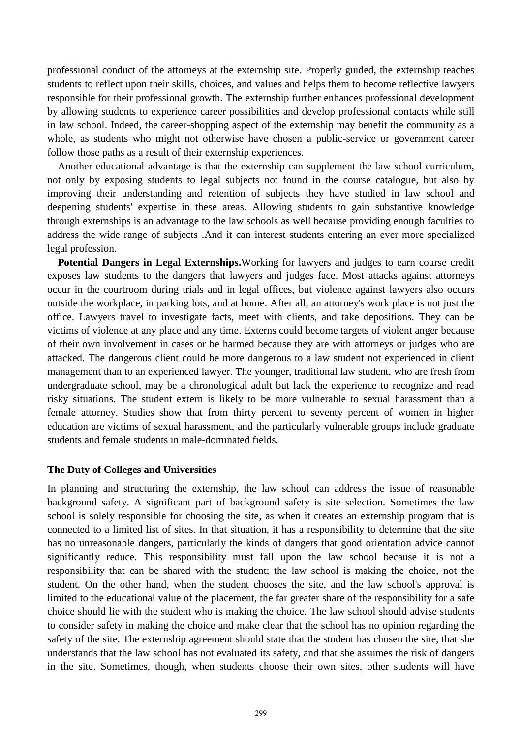professional conduct of the attorneys at the externship site. Properly guided, the externship teaches students to reflect upon their skills, choices, and values and helps them to become reflective lawyers responsible for their professional growth. The externship further enhances professional development by allowing students to experience career possibilities and develop professional contacts while still in law school. Indeed, the career-shopping aspect of the externship may benefit the community as a whole, as students who might not otherwise have chosen a public-service or government career follow those paths as a result of their externship experiences.

Another educational advantage is that the externship can supplement the law school curriculum, not only by exposing students to legal subjects not found in the course catalogue, but also by improving their understanding and retention of subjects they have studied in law school and deepening students' expertise in these areas. Allowing students to gain substantive knowledge through externships is an advantage to the law schools as well because providing enough faculties to address the wide range of subjects .And it can interest students entering an ever more specialized legal profession.

**Potential Dangers in Legal Externships.**Working for lawyers and judges to earn course credit exposes law students to the dangers that lawyers and judges face. Most attacks against attorneys occur in the courtroom during trials and in legal offices, but violence against lawyers also occurs outside the workplace, in parking lots, and at home. After all, an attorney's work place is not just the office. Lawyers travel to investigate facts, meet with clients, and take depositions. They can be victims of violence at any place and any time. Externs could become targets of violent anger because of their own involvement in cases or be harmed because they are with attorneys or judges who are attacked. The dangerous client could be more dangerous to a law student not experienced in client management than to an experienced lawyer. The younger, traditional law student, who are fresh from undergraduate school, may be a chronological adult but lack the experience to recognize and read risky situations. The student extern is likely to be more vulnerable to sexual harassment than a female attorney. Studies show that from thirty percent to seventy percent of women in higher education are victims of sexual harassment, and the particularly vulnerable groups include graduate students and female students in male-dominated fields.

**The Duty of Colleges and Universities**

In planning and structuring the externship, the law school can address the issue of reasonable background safety. A significant part of background safety is site selection. Sometimes the law school is solely responsible for choosing the site, as when it creates an externship program that is connected to a limited list of sites. In that situation, it has a responsibility to determine that the site has no unreasonable dangers, particularly the kinds of dangers that good orientation advice cannot significantly reduce. This responsibility must fall upon the law school because it is not a responsibility that can be shared with the student; the law school is making the choice, not the student. On the other hand, when the student chooses the site, and the law school's approval is limited to the educational value of the placement, the far greater share of the responsibility for a safe choice should lie with the student who is making the choice. The law school should advise students to consider safety in making the choice and make clear that the school has no opinion regarding the safety of the site. The externship agreement should state that the student has chosen the site, that she understands that the law school has not evaluated its safety, and that she assumes the risk of dangers in the site. Sometimes, though, when students choose their own sites, other students will have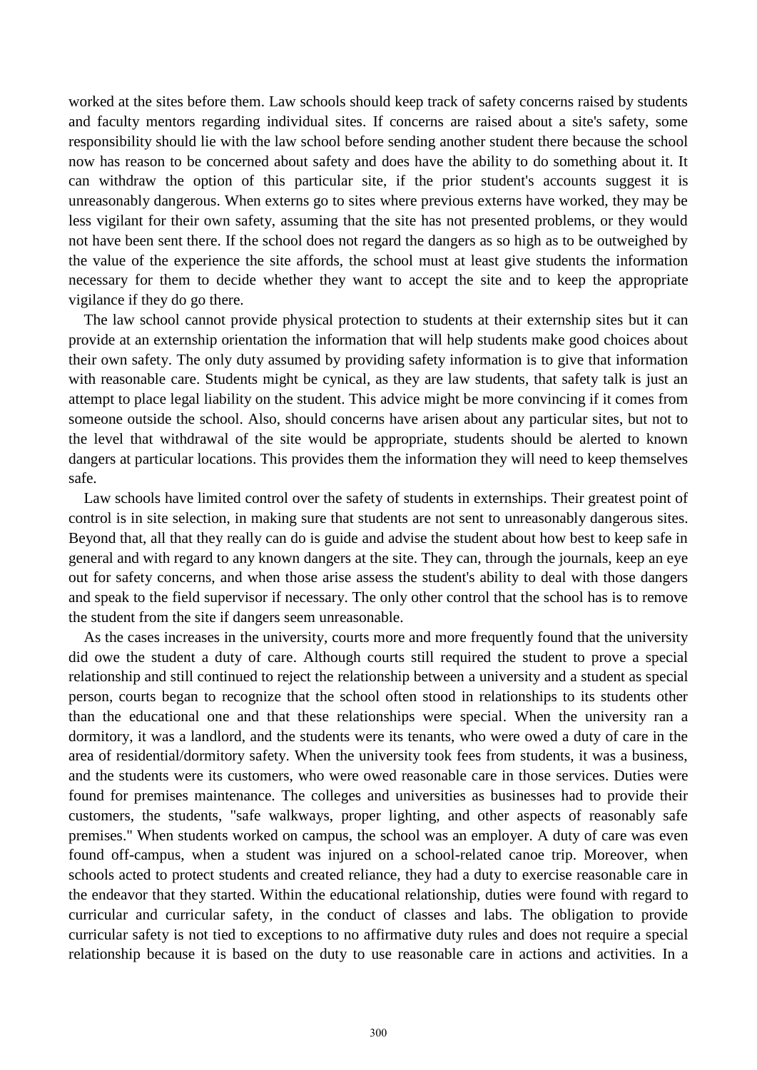worked at the sites before them. Law schools should keep track of safety concerns raised by students and faculty mentors regarding individual sites. If concerns are raised about a site's safety, some responsibility should lie with the law school before sending another student there because the school now has reason to be concerned about safety and does have the ability to do something about it. It can withdraw the option of this particular site, if the prior student's accounts suggest it is unreasonably dangerous. When externs go to sites where previous externs have worked, they may be less vigilant for their own safety, assuming that the site has not presented problems, or they would not have been sent there. If the school does not regard the dangers as so high as to be outweighed by the value of the experience the site affords, the school must at least give students the information necessary for them to decide whether they want to accept the site and to keep the appropriate vigilance if they do go there.

The law school cannot provide physical protection to students at their externship sites but it can provide at an externship orientation the information that will help students make good choices about their own safety. The only duty assumed by providing safety information is to give that information with reasonable care. Students might be cynical, as they are law students, that safety talk is just an attempt to place legal liability on the student. This advice might be more convincing if it comes from someone outside the school. Also, should concerns have arisen about any particular sites, but not to the level that withdrawal of the site would be appropriate, students should be alerted to known dangers at particular locations. This provides them the information they will need to keep themselves safe.

Law schools have limited control over the safety of students in externships. Their greatest point of control is in site selection, in making sure that students are not sent to unreasonably dangerous sites. Beyond that, all that they really can do is guide and advise the student about how best to keep safe in general and with regard to any known dangers at the site. They can, through the journals, keep an eye out for safety concerns, and when those arise assess the student's ability to deal with those dangers and speak to the field supervisor if necessary. The only other control that the school has is to remove the student from the site if dangers seem unreasonable.

As the cases increases in the university, courts more and more frequently found that the university did owe the student a duty of care. Although courts still required the student to prove a special relationship and still continued to reject the relationship between a university and a student as special person, courts began to recognize that the school often stood in relationships to its students other than the educational one and that these relationships were special. When the university ran a dormitory, it was a landlord, and the students were its tenants, who were owed a duty of care in the area of residential/dormitory safety. When the university took fees from students, it was a business, and the students were its customers, who were owed reasonable care in those services. Duties were found for premises maintenance. The colleges and universities as businesses had to provide their customers, the students, "safe walkways, proper lighting, and other aspects of reasonably safe premises." When students worked on campus, the school was an employer. A duty of care was even found off-campus, when a student was injured on a school-related canoe trip. Moreover, when schools acted to protect students and created reliance, they had a duty to exercise reasonable care in the endeavor that they started. Within the educational relationship, duties were found with regard to curricular and curricular safety, in the conduct of classes and labs. The obligation to provide curricular safety is not tied to exceptions to no affirmative duty rules and does not require a special relationship because it is based on the duty to use reasonable care in actions and activities. In a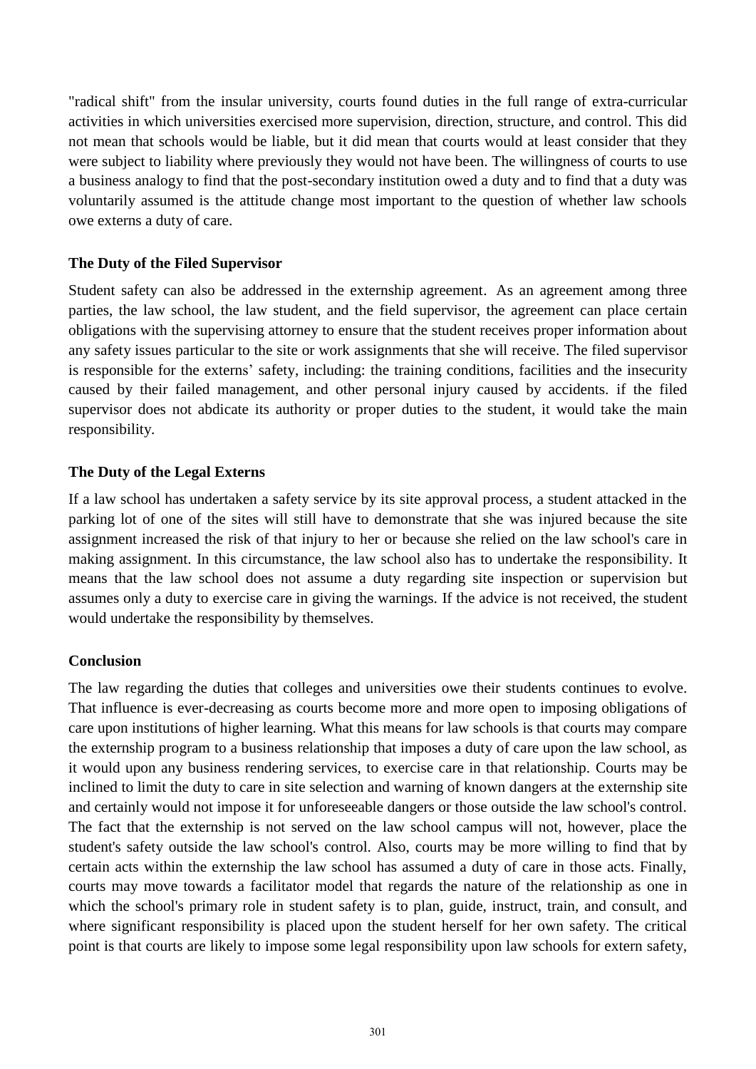"radical shift" from the insular university, courts found duties in the full range of extra-curricular activities in which universities exercised more supervision, direction, structure, and control. This did not mean that schools would be liable, but it did mean that courts would at least consider that they were subject to liability where previously they would not have been. The willingness of courts to use a business analogy to find that the post-secondary institution owed a duty and to find that a duty was voluntarily assumed is the attitude change most important to the question of whether law schools owe externs a duty of care.

**The Duty of the Filed Supervisor**

Student safety can also be addressed in the externship agreement. As an agreement among three parties, the law school, the law student, and the field supervisor, the agreement can place certain obligations with the supervising attorney to ensure that the student receives proper information about any safety issues particular to the site or work assignments that she will receive. The filed supervisor is responsible for the externs' safety, including: the training conditions, facilities and the insecurity caused by their failed management, and other personal injury caused by accidents. if the filed supervisor does not abdicate its authority or proper duties to the student, it would take the main responsibility.

**The Duty of the Legal Externs**

If a law school has undertaken a safety service by its site approval process, a student attacked in the parking lot of one of the sites will still have to demonstrate that she was injured because the site assignment increased the risk of that injury to her or because she relied on the law school's care in making assignment. In this circumstance, the law school also has to undertake the responsibility. It means that the law school does not assume a duty regarding site inspection or supervision but assumes only a duty to exercise care in giving the warnings. If the advice is not received, the student would undertake the responsibility by themselves.

**Conclusion**

The law regarding the duties that colleges and universities owe their students continues to evolve. That influence is ever-decreasing as courts become more and more open to imposing obligations of care upon institutions of higher learning. What this means for law schools is that courts may compare the externship program to a business relationship that imposes a duty of care upon the law school, as it would upon any business rendering services, to exercise care in that relationship. Courts may be inclined to limit the duty to care in site selection and warning of known dangers at the externship site and certainly would not impose it for unforeseeable dangers or those outside the law school's control. The fact that the externship is not served on the law school campus will not, however, place the student's safety outside the law school's control. Also, courts may be more willing to find that by certain acts within the externship the law school has assumed a duty of care in those acts. Finally, courts may move towards a facilitator model that regards the nature of the relationship as one in which the school's primary role in student safety is to plan, guide, instruct, train, and consult, and where significant responsibility is placed upon the student herself for her own safety. The critical point is that courts are likely to impose some legal responsibility upon law schools for extern safety,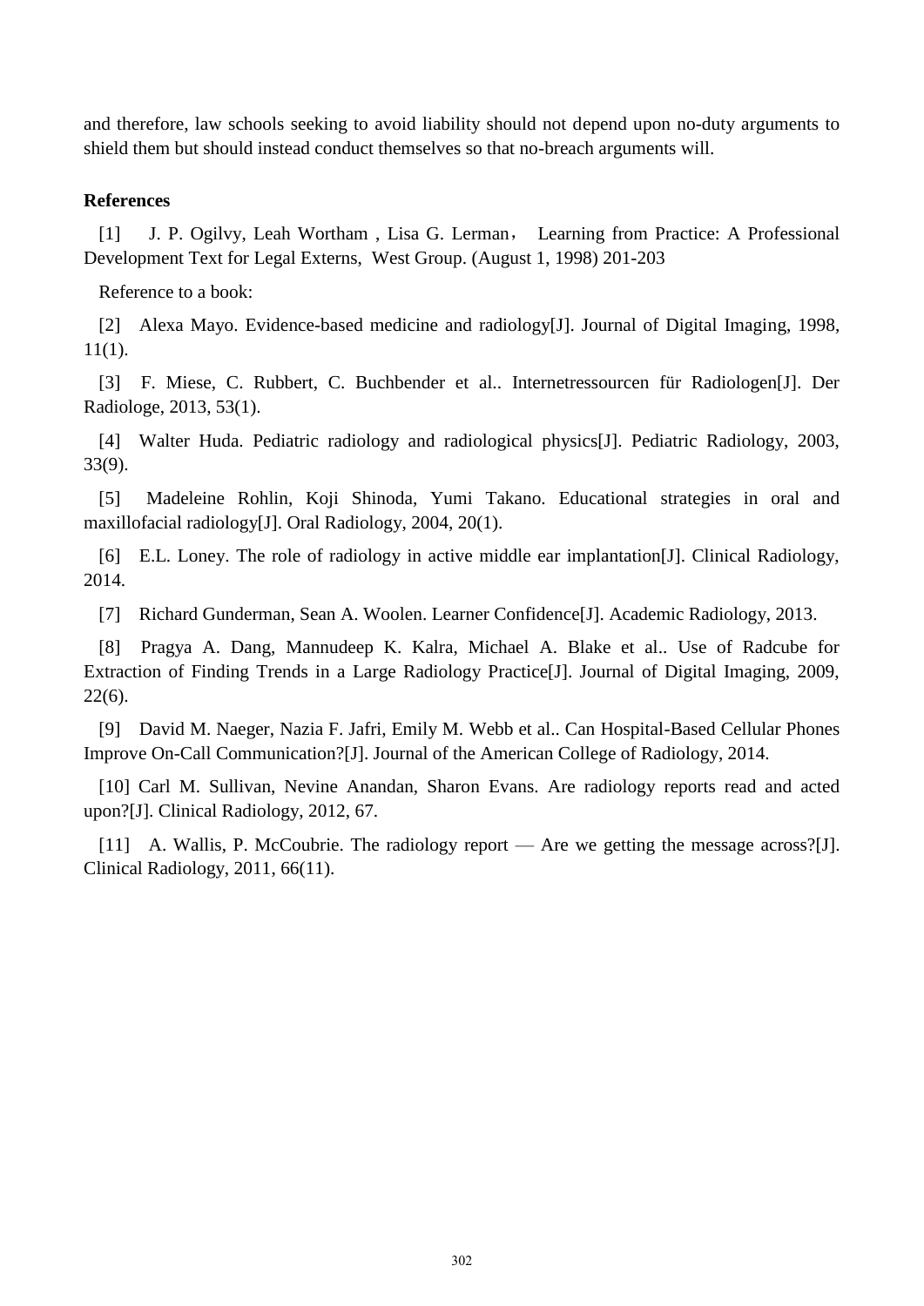and therefore, law schools seeking to avoid liability should not depend upon no-duty arguments to shield them but should instead conduct themselves so that no-breach arguments will.

**References**

[1] J. P. Ogilvy, Leah Wortham , Lisa G. Lerman， Learning from Practice: A Professional Development Text for Legal Externs, West Group. (August 1, 1998) 201-203

Reference to a book:

[2] Alexa Mayo. Evidence-based medicine and radiology[J]. Journal of Digital Imaging, 1998, 11(1).

[3] F. Miese, C. Rubbert, C. Buchbender et al.. Internetressourcen für Radiologen[J]. Der Radiologe, 2013, 53(1).

[4] Walter Huda. Pediatric radiology and radiological physics[J]. Pediatric Radiology, 2003, 33(9).

[5] Madeleine Rohlin, Koji Shinoda, Yumi Takano. Educational strategies in oral and maxillofacial radiology[J]. Oral Radiology, 2004, 20(1).

[6] E.L. Loney. The role of radiology in active middle ear implantation[J]. Clinical Radiology, 2014.

[7] Richard Gunderman, Sean A. Woolen. Learner Confidence[J]. Academic Radiology, 2013.

[8] Pragya A. Dang, Mannudeep K. Kalra, Michael A. Blake et al.. Use of Radcube for Extraction of Finding Trends in a Large Radiology Practice[J]. Journal of Digital Imaging, 2009, 22(6).

[9] David M. Naeger, Nazia F. Jafri, Emily M. Webb et al.. Can Hospital-Based Cellular Phones Improve On-Call Communication?[J]. Journal of the American College of Radiology, 2014.

[10] Carl M. Sullivan, Nevine Anandan, Sharon Evans. Are radiology reports read and acted upon?[J]. Clinical Radiology, 2012, 67.

[11] A. Wallis, P. McCoubrie. The radiology report — Are we getting the message across?[J]. Clinical Radiology, 2011, 66(11).